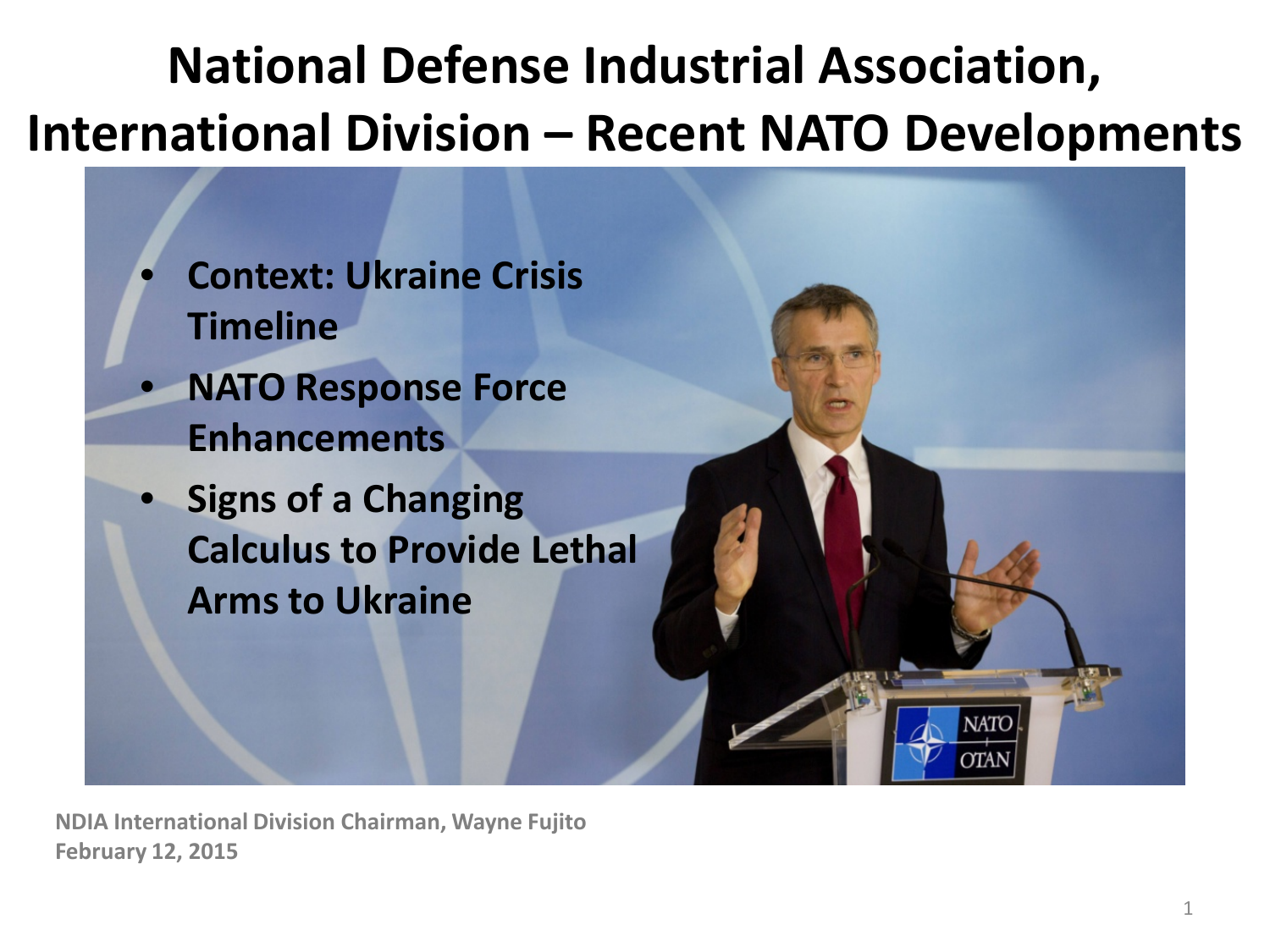# National Defense Industrial Association, International Division – Recent NATO Developments

- **Context: Ukraine Crisis Timeline**
- **NATO Response Force Enhancements**
- **Signs of a Changing Calculus to Provide Lethal Arms to Ukraine**

**NDIA International Division Chairman, Wayne Fujito**
**February 12, 2015**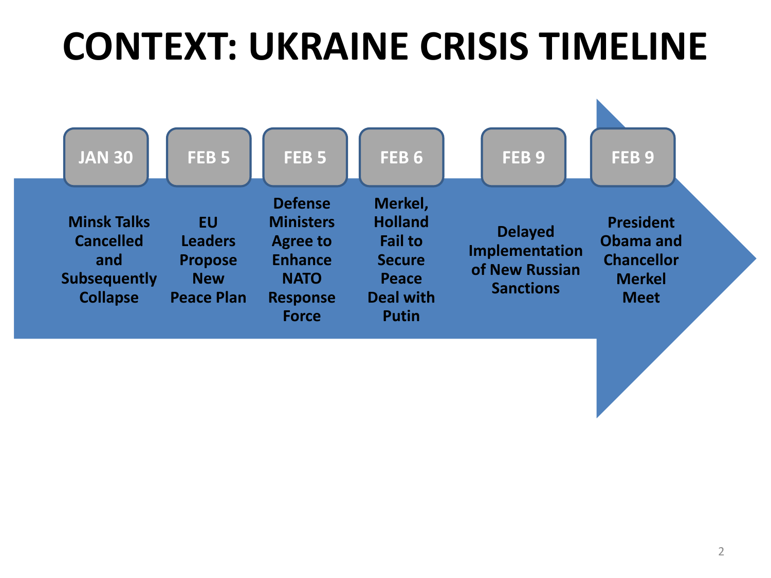# CONTEXT: UKRAINE CRISIS TIMELINE

- **JAN 30** — Minsk Talks Cancelled and Subsequently Collapse
- **FEB 5** — EU Leaders Propose New Peace Plan
- **FEB 5** — Defense Ministers Agree to Enhance NATO Response Force
- **FEB 6** — Merkel, Holland Fail to Secure Peace Deal with Putin
- **FEB 9** — Delayed Implementation of New Russian Sanctions
- **FEB 9** — President Obama and Chancellor Merkel Meet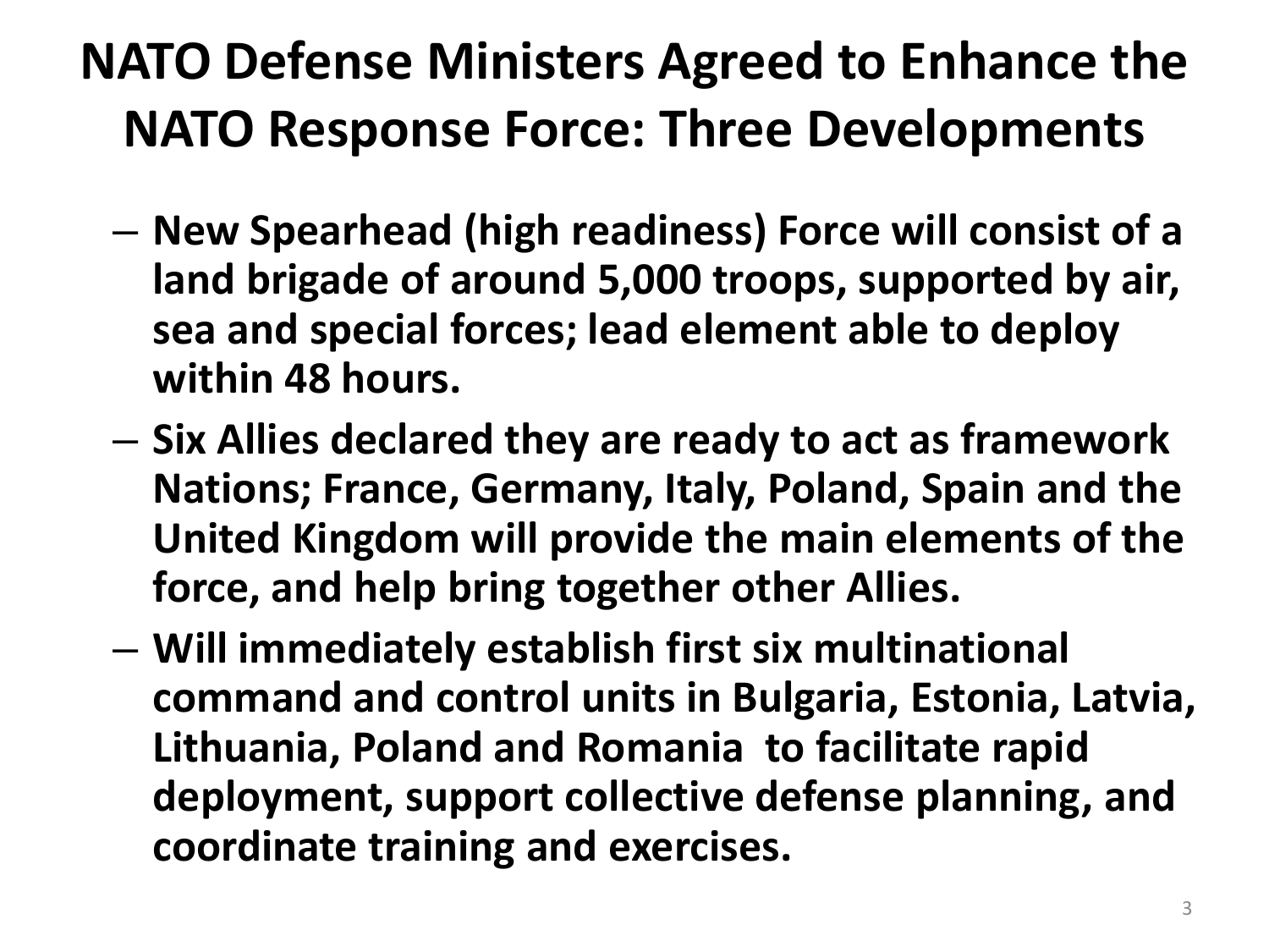# NATO Defense Ministers Agreed to Enhance the NATO Response Force: Three Developments

- **New Spearhead (high readiness) Force will consist of a land brigade of around 5,000 troops, supported by air, sea and special forces; lead element able to deploy within 48 hours.**
- **Six Allies declared they are ready to act as framework Nations; France, Germany, Italy, Poland, Spain and the United Kingdom will provide the main elements of the force, and help bring together other Allies.**
- **Will immediately establish first six multinational command and control units in Bulgaria, Estonia, Latvia, Lithuania, Poland and Romania to facilitate rapid deployment, support collective defense planning, and coordinate training and exercises.**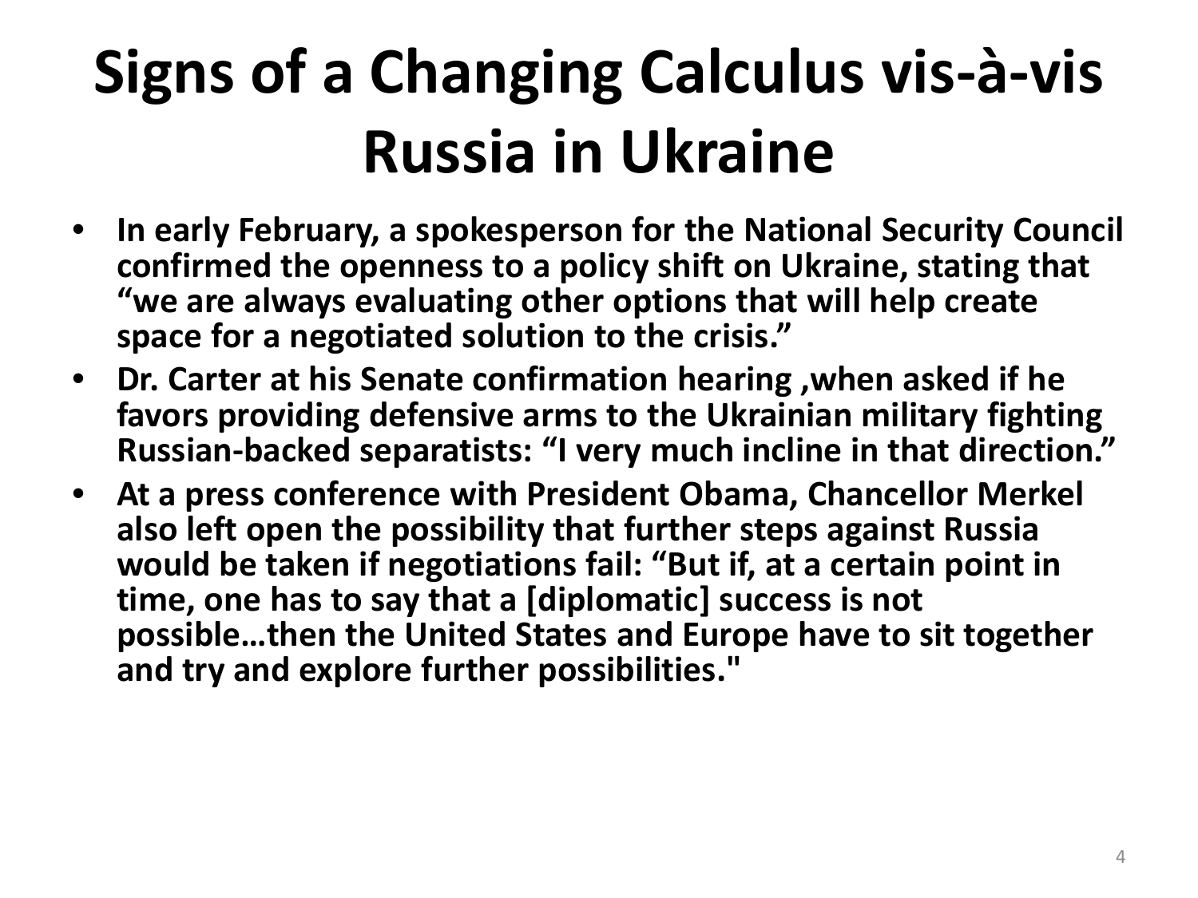# Signs of a Changing Calculus vis-à-vis Russia in Ukraine

- **In early February, a spokesperson for the National Security Council confirmed the openness to a policy shift on Ukraine, stating that "we are always evaluating other options that will help create space for a negotiated solution to the crisis."**
- **Dr. Carter at his Senate confirmation hearing ,when asked if he favors providing defensive arms to the Ukrainian military fighting Russian-backed separatists: "I very much incline in that direction."**
- **At a press conference with President Obama, Chancellor Merkel also left open the possibility that further steps against Russia would be taken if negotiations fail: "But if, at a certain point in time, one has to say that a [diplomatic] success is not possible…then the United States and Europe have to sit together and try and explore further possibilities."**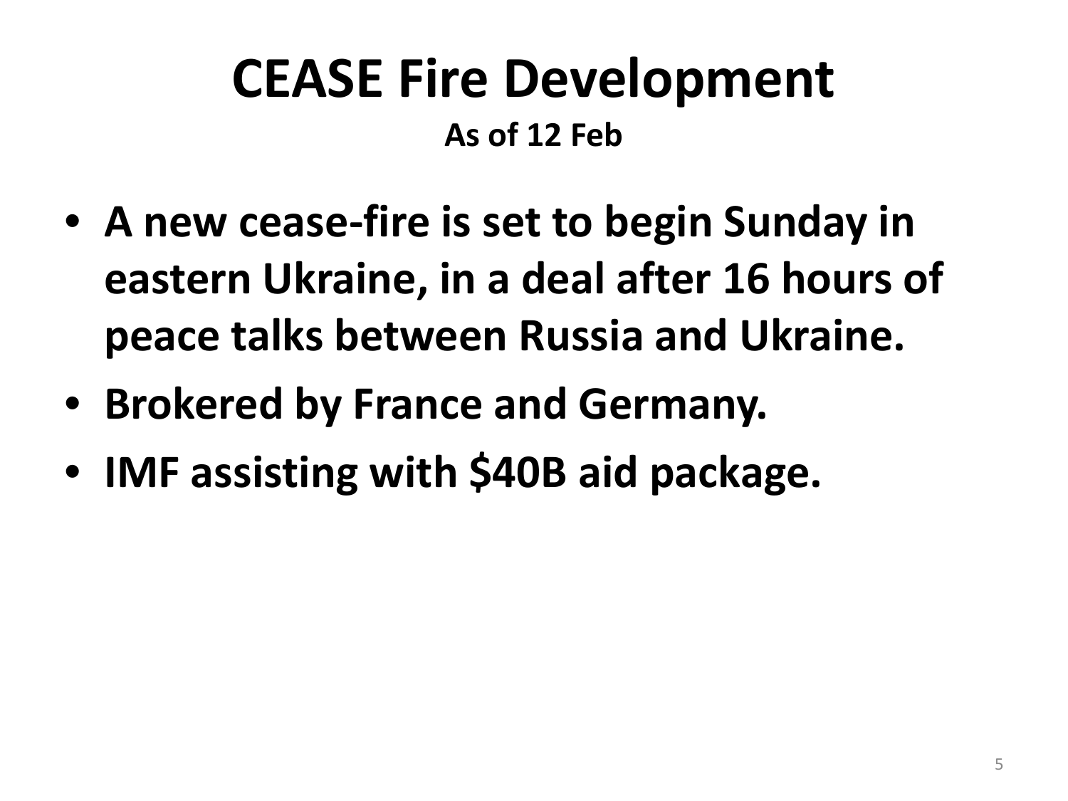# CEASE Fire Development

**As of 12 Feb**

- **A new cease-fire is set to begin Sunday in eastern Ukraine, in a deal after 16 hours of peace talks between Russia and Ukraine.**
- **Brokered by France and Germany.**
- **IMF assisting with $40B aid package.**